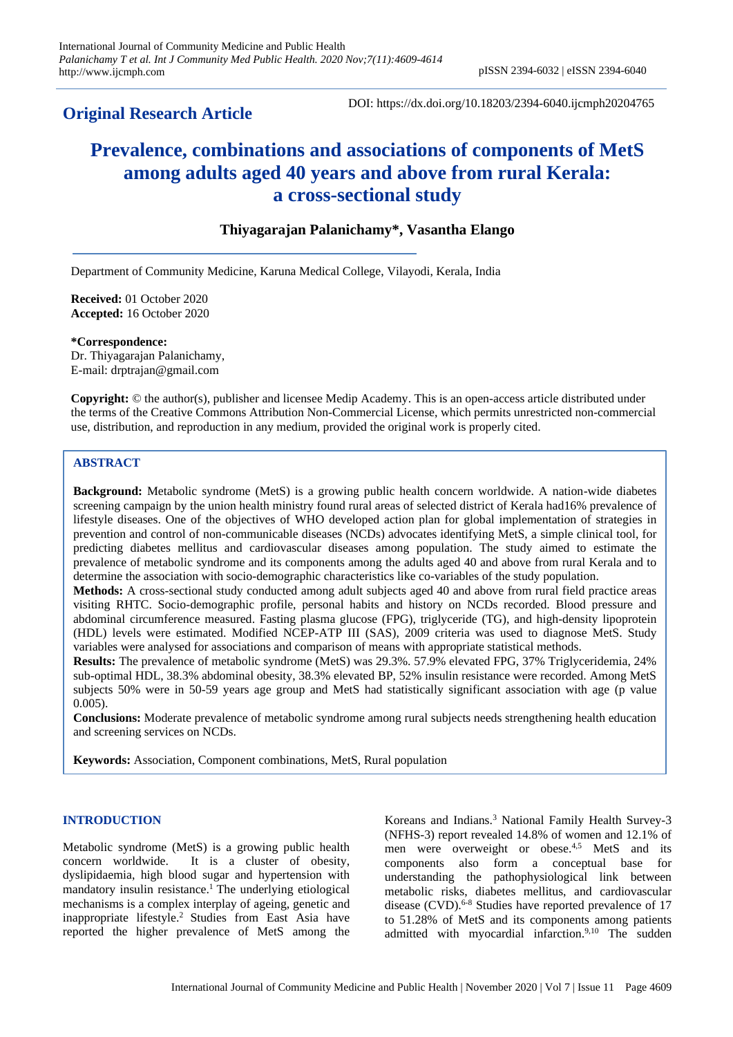**Original Research Article**

DOI: https://dx.doi.org/10.18203/2394-6040.ijcmph20204765

# Prevalence, combinations and associations of components of MetS among adults aged 40 years and above from rural Kerala: a cross-sectional study

**Thiyagarajan Palanichamy\*, Vasantha Elango**

Department of Community Medicine, Karuna Medical College, Vilayodi, Kerala, India

**Received:** 01 October 2020
**Accepted:** 16 October 2020

**\*Correspondence:**
Dr. Thiyagarajan Palanichamy,
E-mail: drptrajan@gmail.com

**Copyright:** © the author(s), publisher and licensee Medip Academy. This is an open-access article distributed under the terms of the Creative Commons Attribution Non-Commercial License, which permits unrestricted non-commercial use, distribution, and reproduction in any medium, provided the original work is properly cited.

## ABSTRACT

**Background:** Metabolic syndrome (MetS) is a growing public health concern worldwide. A nation-wide diabetes screening campaign by the union health ministry found rural areas of selected district of Kerala had16% prevalence of lifestyle diseases. One of the objectives of WHO developed action plan for global implementation of strategies in prevention and control of non-communicable diseases (NCDs) advocates identifying MetS, a simple clinical tool, for predicting diabetes mellitus and cardiovascular diseases among population. The study aimed to estimate the prevalence of metabolic syndrome and its components among the adults aged 40 and above from rural Kerala and to determine the association with socio-demographic characteristics like co-variables of the study population.

**Methods:** A cross-sectional study conducted among adult subjects aged 40 and above from rural field practice areas visiting RHTC. Socio-demographic profile, personal habits and history on NCDs recorded. Blood pressure and abdominal circumference measured. Fasting plasma glucose (FPG), triglyceride (TG), and high-density lipoprotein (HDL) levels were estimated. Modified NCEP-ATP III (SAS), 2009 criteria was used to diagnose MetS. Study variables were analysed for associations and comparison of means with appropriate statistical methods.

**Results:** The prevalence of metabolic syndrome (MetS) was 29.3%. 57.9% elevated FPG, 37% Triglyceridemia, 24% sub-optimal HDL, 38.3% abdominal obesity, 38.3% elevated BP, 52% insulin resistance were recorded. Among MetS subjects 50% were in 50-59 years age group and MetS had statistically significant association with age (p value 0.005).

**Conclusions:** Moderate prevalence of metabolic syndrome among rural subjects needs strengthening health education and screening services on NCDs.

**Keywords:** Association, Component combinations, MetS, Rural population

## INTRODUCTION

Metabolic syndrome (MetS) is a growing public health concern worldwide. It is a cluster of obesity, dyslipidaemia, high blood sugar and hypertension with mandatory insulin resistance.[1] The underlying etiological mechanisms is a complex interplay of ageing, genetic and inappropriate lifestyle.[2] Studies from East Asia have reported the higher prevalence of MetS among the Koreans and Indians.[3] National Family Health Survey-3 (NFHS-3) report revealed 14.8% of women and 12.1% of men were overweight or obese.[4,5] MetS and its components also form a conceptual base for understanding the pathophysiological link between metabolic risks, diabetes mellitus, and cardiovascular disease (CVD).[6-8] Studies have reported prevalence of 17 to 51.28% of MetS and its components among patients admitted with myocardial infarction.[9,10] The sudden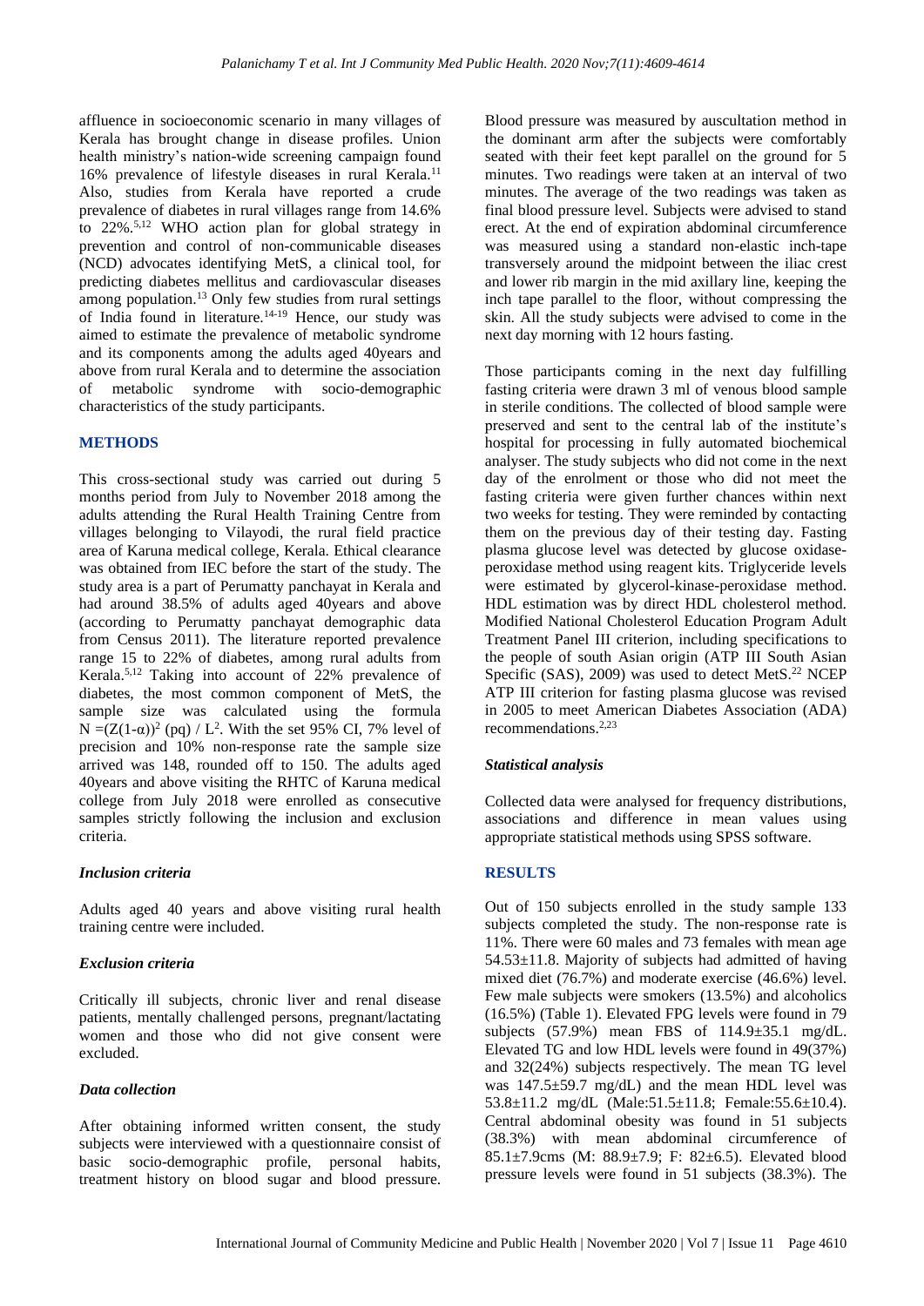affluence in socioeconomic scenario in many villages of Kerala has brought change in disease profiles. Union health ministry's nation-wide screening campaign found 16% prevalence of lifestyle diseases in rural Kerala.[11] Also, studies from Kerala have reported a crude prevalence of diabetes in rural villages range from 14.6% to 22%.[5,12] WHO action plan for global strategy in prevention and control of non-communicable diseases (NCD) advocates identifying MetS, a clinical tool, for predicting diabetes mellitus and cardiovascular diseases among population.[13] Only few studies from rural settings of India found in literature.[14-19] Hence, our study was aimed to estimate the prevalence of metabolic syndrome and its components among the adults aged 40years and above from rural Kerala and to determine the association of metabolic syndrome with socio-demographic characteristics of the study participants.

## METHODS

This cross-sectional study was carried out during 5 months period from July to November 2018 among the adults attending the Rural Health Training Centre from villages belonging to Vilayodi, the rural field practice area of Karuna medical college, Kerala. Ethical clearance was obtained from IEC before the start of the study. The study area is a part of Perumatty panchayat in Kerala and had around 38.5% of adults aged 40years and above (according to Perumatty panchayat demographic data from Census 2011). The literature reported prevalence range 15 to 22% of diabetes, among rural adults from Kerala.[5,12] Taking into account of 22% prevalence of diabetes, the most common component of MetS, the sample size was calculated using the formula $N = (Z(1-\alpha))^2 (pq) / L^2$. With the set 95% CI, 7% level of precision and 10% non-response rate the sample size arrived was 148, rounded off to 150. The adults aged 40years and above visiting the RHTC of Karuna medical college from July 2018 were enrolled as consecutive samples strictly following the inclusion and exclusion criteria.

### *Inclusion criteria*

Adults aged 40 years and above visiting rural health training centre were included.

### *Exclusion criteria*

Critically ill subjects, chronic liver and renal disease patients, mentally challenged persons, pregnant/lactating women and those who did not give consent were excluded.

### *Data collection*

After obtaining informed written consent, the study subjects were interviewed with a questionnaire consist of basic socio-demographic profile, personal habits, treatment history on blood sugar and blood pressure. Blood pressure was measured by auscultation method in the dominant arm after the subjects were comfortably seated with their feet kept parallel on the ground for 5 minutes. Two readings were taken at an interval of two minutes. The average of the two readings was taken as final blood pressure level. Subjects were advised to stand erect. At the end of expiration abdominal circumference was measured using a standard non-elastic inch-tape transversely around the midpoint between the iliac crest and lower rib margin in the mid axillary line, keeping the inch tape parallel to the floor, without compressing the skin. All the study subjects were advised to come in the next day morning with 12 hours fasting.

Those participants coming in the next day fulfilling fasting criteria were drawn 3 ml of venous blood sample in sterile conditions. The collected of blood sample were preserved and sent to the central lab of the institute's hospital for processing in fully automated biochemical analyser. The study subjects who did not come in the next day of the enrolment or those who did not meet the fasting criteria were given further chances within next two weeks for testing. They were reminded by contacting them on the previous day of their testing day. Fasting plasma glucose level was detected by glucose oxidase-peroxidase method using reagent kits. Triglyceride levels were estimated by glycerol-kinase-peroxidase method. HDL estimation was by direct HDL cholesterol method. Modified National Cholesterol Education Program Adult Treatment Panel III criterion, including specifications to the people of south Asian origin (ATP III South Asian Specific (SAS), 2009) was used to detect MetS.[22] NCEP ATP III criterion for fasting plasma glucose was revised in 2005 to meet American Diabetes Association (ADA) recommendations.[2,23]

### *Statistical analysis*

Collected data were analysed for frequency distributions, associations and difference in mean values using appropriate statistical methods using SPSS software.

## RESULTS

Out of 150 subjects enrolled in the study sample 133 subjects completed the study. The non-response rate is 11%. There were 60 males and 73 females with mean age 54.53±11.8. Majority of subjects had admitted of having mixed diet (76.7%) and moderate exercise (46.6%) level. Few male subjects were smokers (13.5%) and alcoholics (16.5%) (Table 1). Elevated FPG levels were found in 79 subjects (57.9%) mean FBS of 114.9±35.1 mg/dL. Elevated TG and low HDL levels were found in 49(37%) and 32(24%) subjects respectively. The mean TG level was 147.5±59.7 mg/dL) and the mean HDL level was 53.8±11.2 mg/dL (Male:51.5±11.8; Female:55.6±10.4). Central abdominal obesity was found in 51 subjects (38.3%) with mean abdominal circumference of 85.1±7.9cms (M: 88.9±7.9; F: 82±6.5). Elevated blood pressure levels were found in 51 subjects (38.3%). The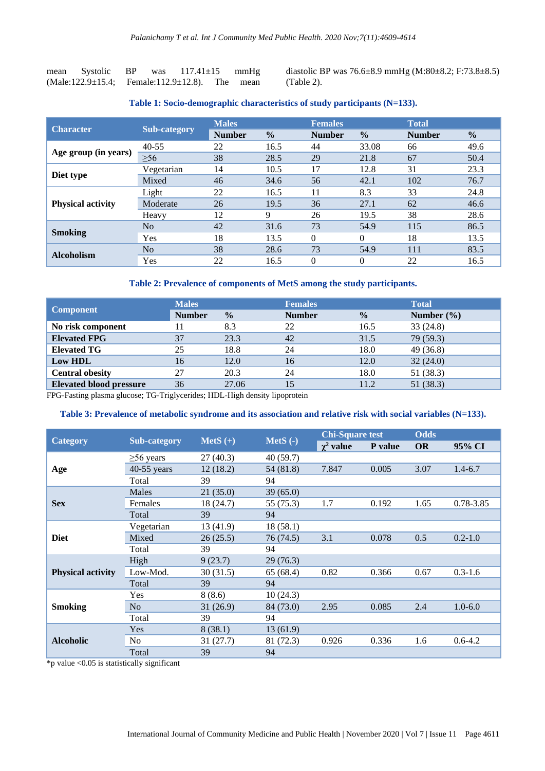mean Systolic BP was 117.41±15 mmHg (Male:122.9±15.4; Female:112.9±12.8). The mean diastolic BP was 76.6±8.9 mmHg (M:80±8.2; F:73.8±8.5) (Table 2).

**Table 1: Socio-demographic characteristics of study participants (N=133).**

| Character | Sub-category | Males | | Females | | Total | |
|---|---|---|---|---|---|---|---|
| | | Number | % | Number | % | Number | % |
| Age group (in years) | 40-55 | 22 | 16.5 | 44 | 33.08 | 66 | 49.6 |
| | ≥56 | 38 | 28.5 | 29 | 21.8 | 67 | 50.4 |
| Diet type | Vegetarian | 14 | 10.5 | 17 | 12.8 | 31 | 23.3 |
| | Mixed | 46 | 34.6 | 56 | 42.1 | 102 | 76.7 |
| Physical activity | Light | 22 | 16.5 | 11 | 8.3 | 33 | 24.8 |
| | Moderate | 26 | 19.5 | 36 | 27.1 | 62 | 46.6 |
| | Heavy | 12 | 9 | 26 | 19.5 | 38 | 28.6 |
| Smoking | No | 42 | 31.6 | 73 | 54.9 | 115 | 86.5 |
| | Yes | 18 | 13.5 | 0 | 0 | 18 | 13.5 |
| Alcoholism | No | 38 | 28.6 | 73 | 54.9 | 111 | 83.5 |
| | Yes | 22 | 16.5 | 0 | 0 | 22 | 16.5 |

**Table 2: Prevalence of components of MetS among the study participants.**

| Component | Males | | Females | | Total |
|---|---|---|---|---|---|
| | Number | % | Number | % | Number (%) |
| No risk component | 11 | 8.3 | 22 | 16.5 | 33 (24.8) |
| Elevated FPG | 37 | 23.3 | 42 | 31.5 | 79 (59.3) |
| Elevated TG | 25 | 18.8 | 24 | 18.0 | 49 (36.8) |
| Low HDL | 16 | 12.0 | 16 | 12.0 | 32 (24.0) |
| Central obesity | 27 | 20.3 | 24 | 18.0 | 51 (38.3) |
| Elevated blood pressure | 36 | 27.06 | 15 | 11.2 | 51 (38.3) |

FPG-Fasting plasma glucose; TG-Triglycerides; HDL-High density lipoprotein

**Table 3: Prevalence of metabolic syndrome and its association and relative risk with social variables (N=133).**

| Category | Sub-category | MetS (+) | MetS (-) | Chi-Square test | | Odds | |
|---|---|---|---|---|---|---|---|
| | | | | $\chi^2$ value | P value | OR | 95% CI |
| Age | ≥56 years | 27 (40.3) | 40 (59.7) | | | | |
| | 40-55 years | 12 (18.2) | 54 (81.8) | 7.847 | 0.005 | 3.07 | 1.4-6.7 |
| | Total | 39 | 94 | | | | |
| Sex | Males | 21 (35.0) | 39 (65.0) | | | | |
| | Females | 18 (24.7) | 55 (75.3) | 1.7 | 0.192 | 1.65 | 0.78-3.85 |
| | Total | 39 | 94 | | | | |
| Diet | Vegetarian | 13 (41.9) | 18 (58.1) | | | | |
| | Mixed | 26 (25.5) | 76 (74.5) | 3.1 | 0.078 | 0.5 | 0.2-1.0 |
| | Total | 39 | 94 | | | | |
| Physical activity | High | 9 (23.7) | 29 (76.3) | | | | |
| | Low-Mod. | 30 (31.5) | 65 (68.4) | 0.82 | 0.366 | 0.67 | 0.3-1.6 |
| | Total | 39 | 94 | | | | |
| Smoking | Yes | 8 (8.6) | 10 (24.3) | | | | |
| | No | 31 (26.9) | 84 (73.0) | 2.95 | 0.085 | 2.4 | 1.0-6.0 |
| | Total | 39 | 94 | | | | |
| Alcoholic | Yes | 8 (38.1) | 13 (61.9) | | | | |
| | No | 31 (27.7) | 81 (72.3) | 0.926 | 0.336 | 1.6 | 0.6-4.2 |
| | Total | 39 | 94 | | | | |

*p value <0.05 is statistically significant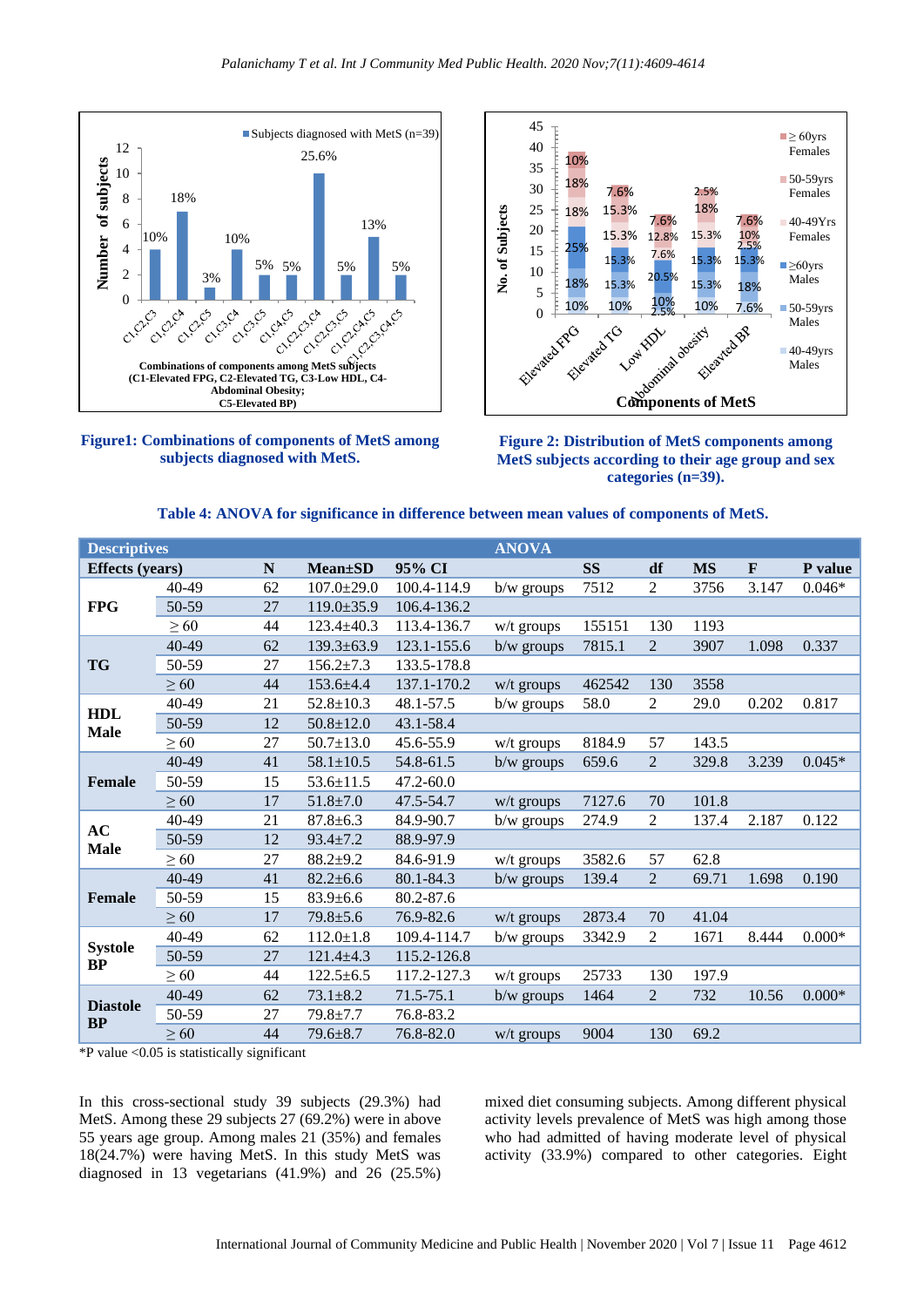Figure1: Combinations of components of MetS among subjects diagnosed with MetS.

Figure 2: Distribution of MetS components among MetS subjects according to their age group and sex categories (n=39).

**Table 4: ANOVA for significance in difference between mean values of components of MetS.**

| Descriptives | | | | | ANOVA | | | | | |
|---|---|---|---|---|---|---|---|---|---|---|
| Effects (years) | | N | Mean±SD | 95% CI | | SS | df | MS | F | P value |
| FPG | 40-49 | 62 | 107.0±29.0 | 100.4-114.9 | b/w groups | 7512 | 2 | 3756 | 3.147 | 0.046* |
| | 50-59 | 27 | 119.0±35.9 | 106.4-136.2 | | | | | | |
| | ≥ 60 | 44 | 123.4±40.3 | 113.4-136.7 | w/t groups | 155151 | 130 | 1193 | | |
| TG | 40-49 | 62 | 139.3±63.9 | 123.1-155.6 | b/w groups | 7815.1 | 2 | 3907 | 1.098 | 0.337 |
| | 50-59 | 27 | 156.2±7.3 | 133.5-178.8 | | | | | | |
| | ≥ 60 | 44 | 153.6±4.4 | 137.1-170.2 | w/t groups | 462542 | 130 | 3558 | | |
| HDL Male | 40-49 | 21 | 52.8±10.3 | 48.1-57.5 | b/w groups | 58.0 | 2 | 29.0 | 0.202 | 0.817 |
| | 50-59 | 12 | 50.8±12.0 | 43.1-58.4 | | | | | | |
| | ≥ 60 | 27 | 50.7±13.0 | 45.6-55.9 | w/t groups | 8184.9 | 57 | 143.5 | | |
| Female | 40-49 | 41 | 58.1±10.5 | 54.8-61.5 | b/w groups | 659.6 | 2 | 329.8 | 3.239 | 0.045* |
| | 50-59 | 15 | 53.6±11.5 | 47.2-60.0 | | | | | | |
| | ≥ 60 | 17 | 51.8±7.0 | 47.5-54.7 | w/t groups | 7127.6 | 70 | 101.8 | | |
| AC Male | 40-49 | 21 | 87.8±6.3 | 84.9-90.7 | b/w groups | 274.9 | 2 | 137.4 | 2.187 | 0.122 |
| | 50-59 | 12 | 93.4±7.2 | 88.9-97.9 | | | | | | |
| | ≥ 60 | 27 | 88.2±9.2 | 84.6-91.9 | w/t groups | 3582.6 | 57 | 62.8 | | |
| Female | 40-49 | 41 | 82.2±6.6 | 80.1-84.3 | b/w groups | 139.4 | 2 | 69.71 | 1.698 | 0.190 |
| | 50-59 | 15 | 83.9±6.6 | 80.2-87.6 | | | | | | |
| | ≥ 60 | 17 | 79.8±5.6 | 76.9-82.6 | w/t groups | 2873.4 | 70 | 41.04 | | |
| Systole BP | 40-49 | 62 | 112.0±1.8 | 109.4-114.7 | b/w groups | 3342.9 | 2 | 1671 | 8.444 | 0.000* |
| | 50-59 | 27 | 121.4±4.3 | 115.2-126.8 | | | | | | |
| | ≥ 60 | 44 | 122.5±6.5 | 117.2-127.3 | w/t groups | 25733 | 130 | 197.9 | | |
| Diastole BP | 40-49 | 62 | 73.1±8.2 | 71.5-75.1 | b/w groups | 1464 | 2 | 732 | 10.56 | 0.000* |
| | 50-59 | 27 | 79.8±7.7 | 76.8-83.2 | | | | | | |
| | ≥ 60 | 44 | 79.6±8.7 | 76.8-82.0 | w/t groups | 9004 | 130 | 69.2 | | |

*P value <0.05 is statistically significant

In this cross-sectional study 39 subjects (29.3%) had MetS. Among these 29 subjects 27 (69.2%) were in above 55 years age group. Among males 21 (35%) and females 18(24.7%) were having MetS. In this study MetS was diagnosed in 13 vegetarians (41.9%) and 26 (25.5%) mixed diet consuming subjects. Among different physical activity levels prevalence of MetS was high among those who had admitted of having moderate level of physical activity (33.9%) compared to other categories. Eight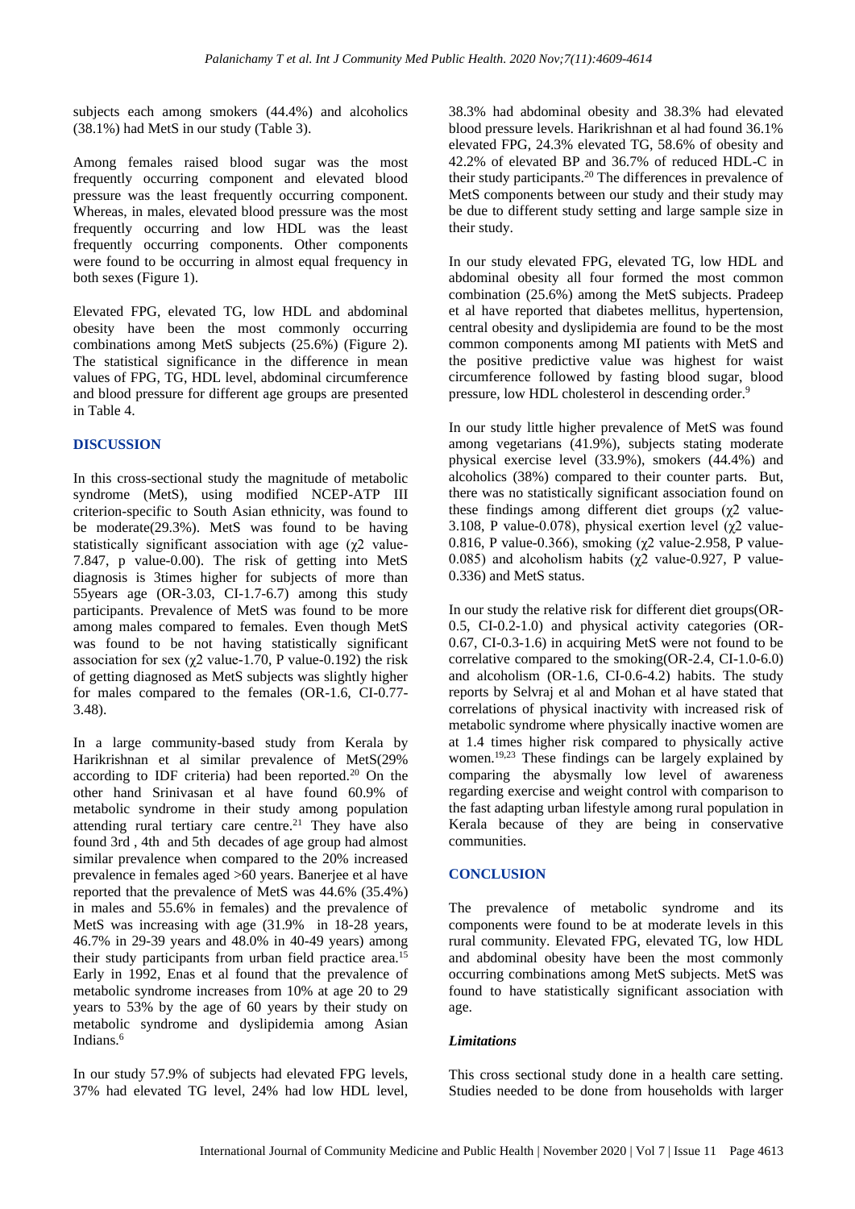subjects each among smokers (44.4%) and alcoholics (38.1%) had MetS in our study (Table 3).

Among females raised blood sugar was the most frequently occurring component and elevated blood pressure was the least frequently occurring component. Whereas, in males, elevated blood pressure was the most frequently occurring and low HDL was the least frequently occurring components. Other components were found to be occurring in almost equal frequency in both sexes (Figure 1).

Elevated FPG, elevated TG, low HDL and abdominal obesity have been the most commonly occurring combinations among MetS subjects (25.6%) (Figure 2). The statistical significance in the difference in mean values of FPG, TG, HDL level, abdominal circumference and blood pressure for different age groups are presented in Table 4.

## DISCUSSION

In this cross-sectional study the magnitude of metabolic syndrome (MetS), using modified NCEP-ATP III criterion-specific to South Asian ethnicity, was found to be moderate(29.3%). MetS was found to be having statistically significant association with age ($\chi^2$ value-7.847, p value-0.00). The risk of getting into MetS diagnosis is 3times higher for subjects of more than 55years age (OR-3.03, CI-1.7-6.7) among this study participants. Prevalence of MetS was found to be more among males compared to females. Even though MetS was found to be not having statistically significant association for sex ($\chi^2$ value-1.70, P value-0.192) the risk of getting diagnosed as MetS subjects was slightly higher for males compared to the females (OR-1.6, CI-0.77-3.48).

In a large community-based study from Kerala by Harikrishnan et al similar prevalence of MetS(29% according to IDF criteria) had been reported.[20] On the other hand Srinivasan et al have found 60.9% of metabolic syndrome in their study among population attending rural tertiary care centre.[21] They have also found 3rd , 4th and 5th decades of age group had almost similar prevalence when compared to the 20% increased prevalence in females aged >60 years. Banerjee et al have reported that the prevalence of MetS was 44.6% (35.4%) in males and 55.6% in females) and the prevalence of MetS was increasing with age (31.9% in 18-28 years, 46.7% in 29-39 years and 48.0% in 40-49 years) among their study participants from urban field practice area.[15] Early in 1992, Enas et al found that the prevalence of metabolic syndrome increases from 10% at age 20 to 29 years to 53% by the age of 60 years by their study on metabolic syndrome and dyslipidemia among Asian Indians.[6]

In our study 57.9% of subjects had elevated FPG levels, 37% had elevated TG level, 24% had low HDL level, 38.3% had abdominal obesity and 38.3% had elevated blood pressure levels. Harikrishnan et al had found 36.1% elevated FPG, 24.3% elevated TG, 58.6% of obesity and 42.2% of elevated BP and 36.7% of reduced HDL-C in their study participants.[20] The differences in prevalence of MetS components between our study and their study may be due to different study setting and large sample size in their study.

In our study elevated FPG, elevated TG, low HDL and abdominal obesity all four formed the most common combination (25.6%) among the MetS subjects. Pradeep et al have reported that diabetes mellitus, hypertension, central obesity and dyslipidemia are found to be the most common components among MI patients with MetS and the positive predictive value was highest for waist circumference followed by fasting blood sugar, blood pressure, low HDL cholesterol in descending order.[9]

In our study little higher prevalence of MetS was found among vegetarians (41.9%), subjects stating moderate physical exercise level (33.9%), smokers (44.4%) and alcoholics (38%) compared to their counter parts. But, there was no statistically significant association found on these findings among different diet groups ($\chi^2$ value-3.108, P value-0.078), physical exertion level ($\chi^2$ value-0.816, P value-0.366), smoking ($\chi^2$ value-2.958, P value-0.085) and alcoholism habits ($\chi^2$ value-0.927, P value-0.336) and MetS status.

In our study the relative risk for different diet groups(OR-0.5, CI-0.2-1.0) and physical activity categories (OR-0.67, CI-0.3-1.6) in acquiring MetS were not found to be correlative compared to the smoking(OR-2.4, CI-1.0-6.0) and alcoholism (OR-1.6, CI-0.6-4.2) habits. The study reports by Selvraj et al and Mohan et al have stated that correlations of physical inactivity with increased risk of metabolic syndrome where physically inactive women are at 1.4 times higher risk compared to physically active women.[19,23] These findings can be largely explained by comparing the abysmally low level of awareness regarding exercise and weight control with comparison to the fast adapting urban lifestyle among rural population in Kerala because of they are being in conservative communities.

## CONCLUSION

The prevalence of metabolic syndrome and its components were found to be at moderate levels in this rural community. Elevated FPG, elevated TG, low HDL and abdominal obesity have been the most commonly occurring combinations among MetS subjects. MetS was found to have statistically significant association with age.

### *Limitations*

This cross sectional study done in a health care setting. Studies needed to be done from households with larger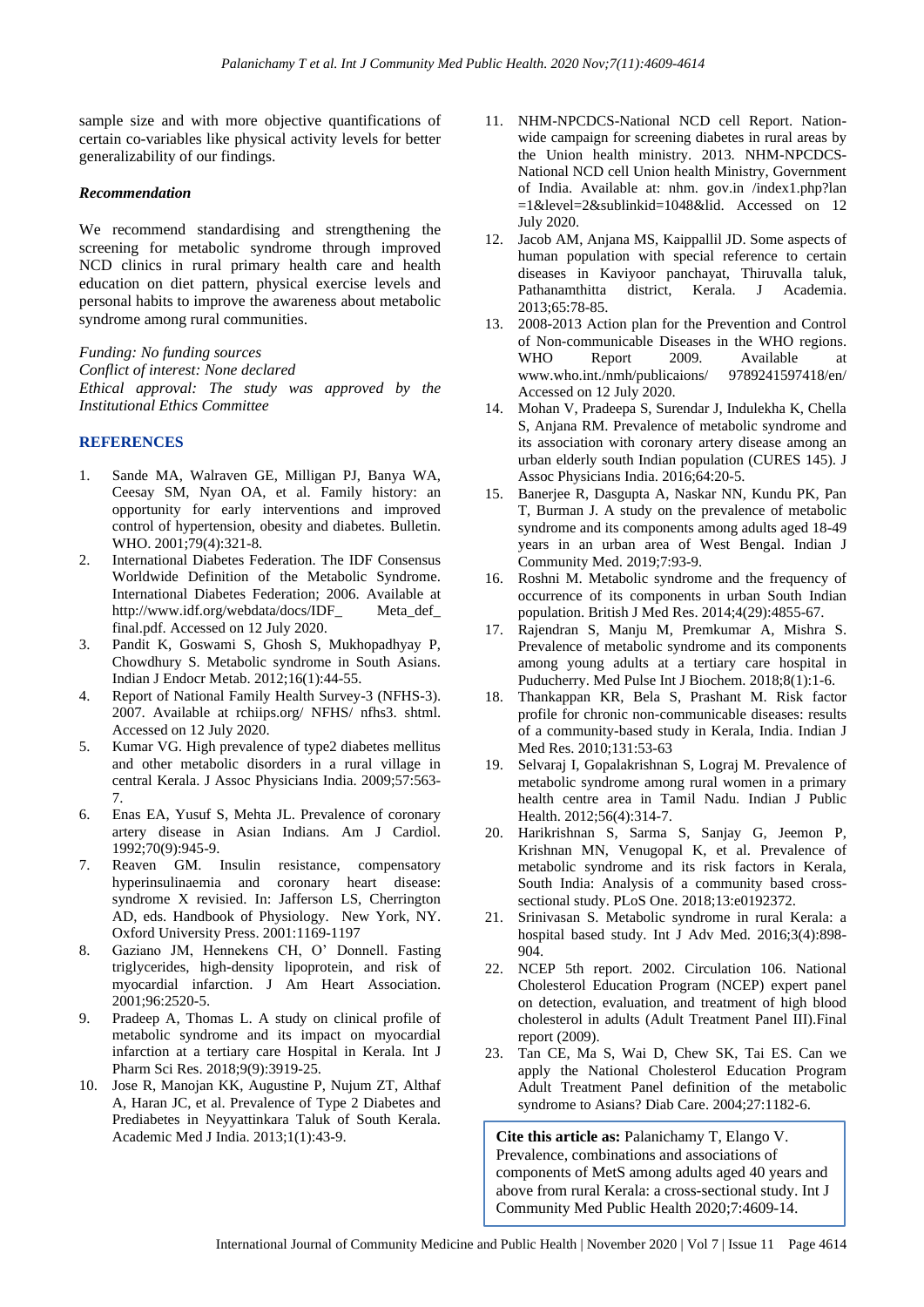sample size and with more objective quantifications of certain co-variables like physical activity levels for better generalizability of our findings.

### *Recommendation*

We recommend standardising and strengthening the screening for metabolic syndrome through improved NCD clinics in rural primary health care and health education on diet pattern, physical exercise levels and personal habits to improve the awareness about metabolic syndrome among rural communities.

*Funding: No funding sources*
*Conflict of interest: None declared*
*Ethical approval: The study was approved by the Institutional Ethics Committee*

## REFERENCES

1. Sande MA, Walraven GE, Milligan PJ, Banya WA, Ceesay SM, Nyan OA, et al. Family history: an opportunity for early interventions and improved control of hypertension, obesity and diabetes. Bulletin. WHO. 2001;79(4):321-8.
2. International Diabetes Federation. The IDF Consensus Worldwide Definition of the Metabolic Syndrome. International Diabetes Federation; 2006. Available at http://www.idf.org/webdata/docs/IDF_ Meta_def_ final.pdf. Accessed on 12 July 2020.
3. Pandit K, Goswami S, Ghosh S, Mukhopadhyay P, Chowdhury S. Metabolic syndrome in South Asians. Indian J Endocr Metab. 2012;16(1):44-55.
4. Report of National Family Health Survey-3 (NFHS-3). 2007. Available at rchiips.org/ NFHS/ nfhs3. shtml. Accessed on 12 July 2020.
5. Kumar VG. High prevalence of type2 diabetes mellitus and other metabolic disorders in a rural village in central Kerala. J Assoc Physicians India. 2009;57:563-7.
6. Enas EA, Yusuf S, Mehta JL. Prevalence of coronary artery disease in Asian Indians. Am J Cardiol. 1992;70(9):945-9.
7. Reaven GM. Insulin resistance, compensatory hyperinsulinaemia and coronary heart disease: syndrome X revisited. In: Jafferson LS, Cherrington AD, eds. Handbook of Physiology. New York, NY. Oxford University Press. 2001:1169-1197
8. Gaziano JM, Hennekens CH, O' Donnell. Fasting triglycerides, high-density lipoprotein, and risk of myocardial infarction. J Am Heart Association. 2001;96:2520-5.
9. Pradeep A, Thomas L. A study on clinical profile of metabolic syndrome and its impact on myocardial infarction at a tertiary care Hospital in Kerala. Int J Pharm Sci Res. 2018;9(9):3919-25.
10. Jose R, Manojan KK, Augustine P, Nujum ZT, Althaf A, Haran JC, et al. Prevalence of Type 2 Diabetes and Prediabetes in Neyyattinkara Taluk of South Kerala. Academic Med J India. 2013;1(1):43-9.
11. NHM-NPCDCS-National NCD cell Report. Nation-wide campaign for screening diabetes in rural areas by the Union health ministry. 2013. NHM-NPCDCS-National NCD cell Union health Ministry, Government of India. Available at: nhm. gov.in /index1.php?lan =1&level=2&sublinkid=1048&lid. Accessed on 12 July 2020.
12. Jacob AM, Anjana MS, Kaippallil JD. Some aspects of human population with special reference to certain diseases in Kaviyoor panchayat, Thiruvalla taluk, Pathanamthitta district, Kerala. J Academia. 2013;65:78-85.
13. 2008-2013 Action plan for the Prevention and Control of Non-communicable Diseases in the WHO regions. WHO Report 2009. Available at www.who.int./nmh/publicaions/ 9789241597418/en/ Accessed on 12 July 2020.
14. Mohan V, Pradeepa S, Surendar J, Indulekha K, Chella S, Anjana RM. Prevalence of metabolic syndrome and its association with coronary artery disease among an urban elderly south Indian population (CURES 145). J Assoc Physicians India. 2016;64:20-5.
15. Banerjee R, Dasgupta A, Naskar NN, Kundu PK, Pan T, Burman J. A study on the prevalence of metabolic syndrome and its components among adults aged 18-49 years in an urban area of West Bengal. Indian J Community Med. 2019;7:93-9.
16. Roshni M. Metabolic syndrome and the frequency of occurrence of its components in urban South Indian population. British J Med Res. 2014;4(29):4855-67.
17. Rajendran S, Manju M, Premkumar A, Mishra S. Prevalence of metabolic syndrome and its components among young adults at a tertiary care hospital in Puducherry. Med Pulse Int J Biochem. 2018;8(1):1-6.
18. Thankappan KR, Bela S, Prashant M. Risk factor profile for chronic non-communicable diseases: results of a community-based study in Kerala, India. Indian J Med Res. 2010;131:53-63
19. Selvaraj I, Gopalakrishnan S, Lograj M. Prevalence of metabolic syndrome among rural women in a primary health centre area in Tamil Nadu. Indian J Public Health. 2012;56(4):314-7.
20. Harikrishnan S, Sarma S, Sanjay G, Jeemon P, Krishnan MN, Venugopal K, et al. Prevalence of metabolic syndrome and its risk factors in Kerala, South India: Analysis of a community based cross-sectional study. PLoS One. 2018;13:e0192372.
21. Srinivasan S. Metabolic syndrome in rural Kerala: a hospital based study. Int J Adv Med. 2016;3(4):898-904.
22. NCEP 5th report. 2002. Circulation 106. National Cholesterol Education Program (NCEP) expert panel on detection, evaluation, and treatment of high blood cholesterol in adults (Adult Treatment Panel III).Final report (2009).
23. Tan CE, Ma S, Wai D, Chew SK, Tai ES. Can we apply the National Cholesterol Education Program Adult Treatment Panel definition of the metabolic syndrome to Asians? Diab Care. 2004;27:1182-6.

**Cite this article as:** Palanichamy T, Elango V. Prevalence, combinations and associations of components of MetS among adults aged 40 years and above from rural Kerala: a cross-sectional study. Int J Community Med Public Health 2020;7:4609-14.